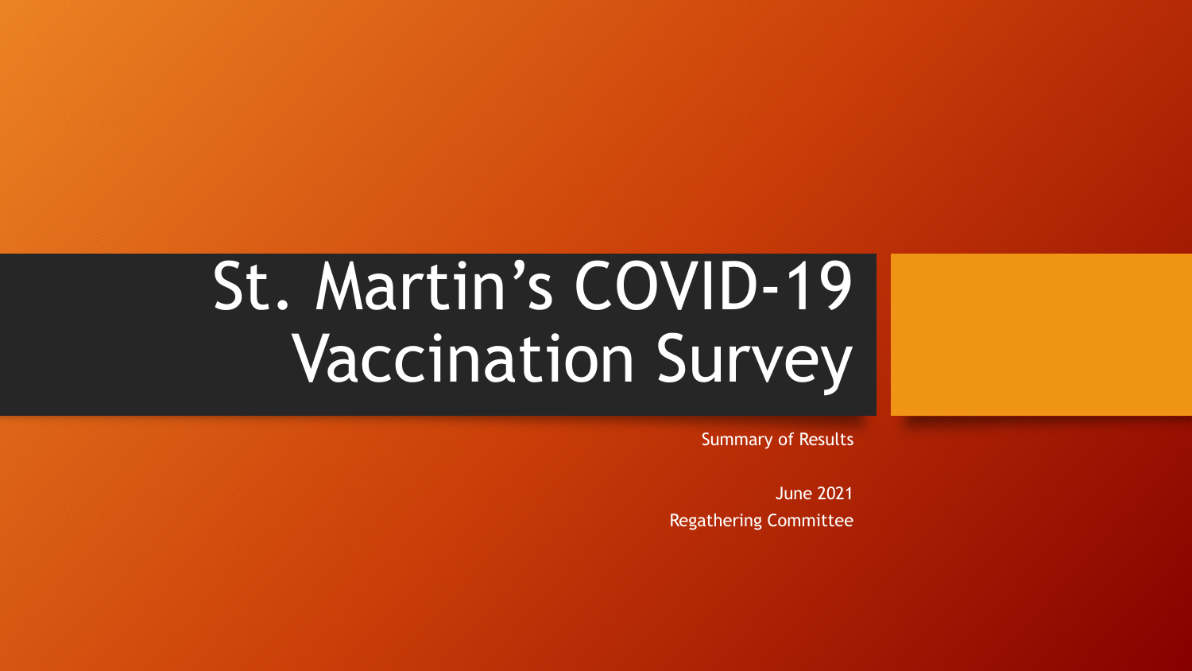# St. Martin's COVID-19 Vaccination Survey

Summary of Results

June 2021

Regathering Committee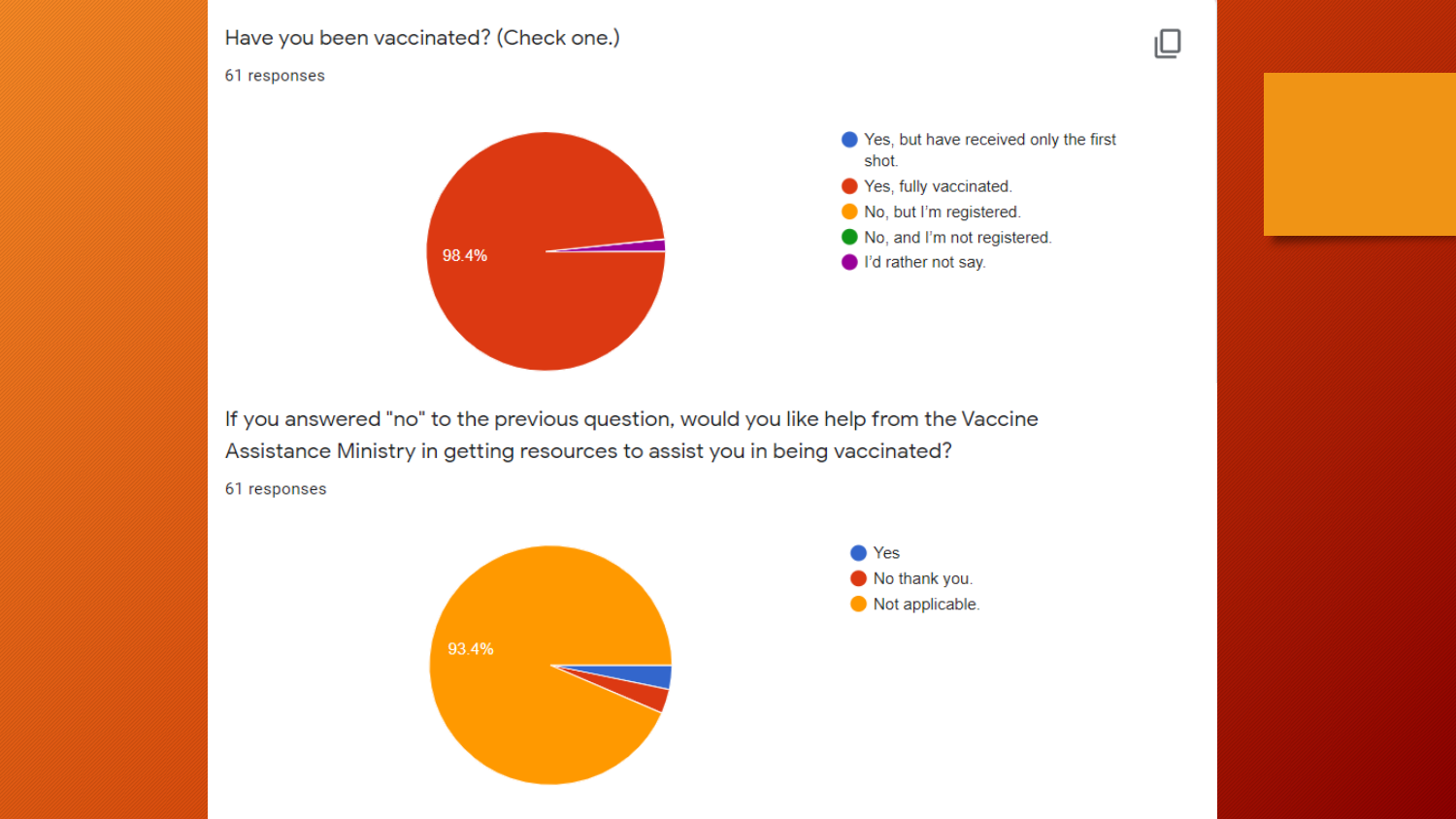Have you been vaccinated? (Check one.)

61 responses

98.4%

- Yes, but have received only the first shot.
- Yes, fully vaccinated.
- No, but I'm registered.
- No, and I'm not registered.
- I'd rather not say.

If you answered "no" to the previous question, would you like help from the Vaccine Assistance Ministry in getting resources to assist you in being vaccinated?

61 responses

93.4%

- Yes
- No thank you.
- Not applicable.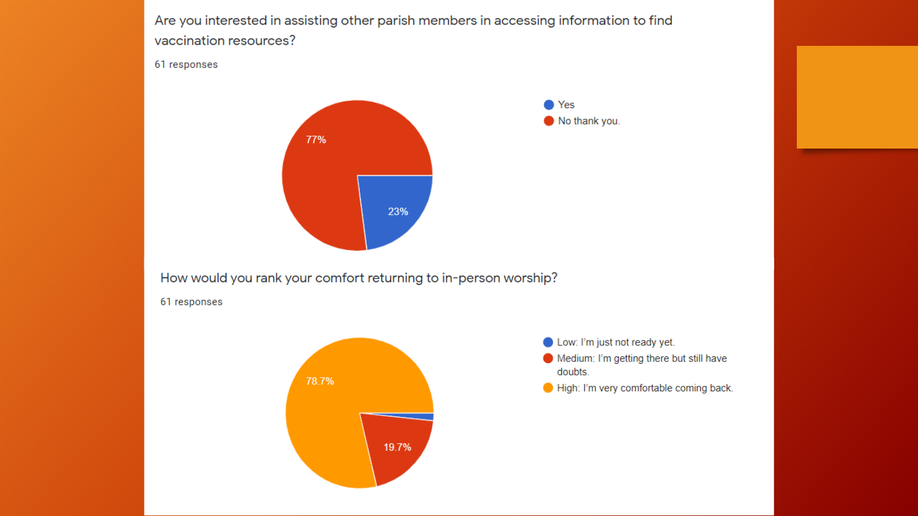Are you interested in assisting other parish members in accessing information to find vaccination resources?

61 responses

- Yes: 23%
- No thank you.: 77%

How would you rank your comfort returning to in-person worship?

61 responses

- Low: I'm just not ready yet.
- Medium: I'm getting there but still have doubts.: 19.7%
- High: I'm very comfortable coming back.: 78.7%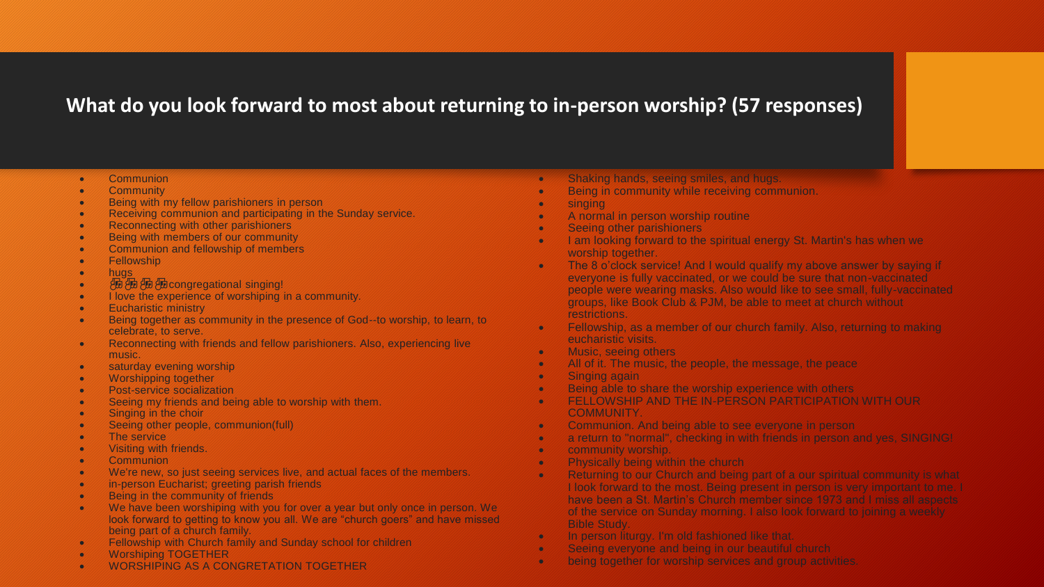## What do you look forward to most about returning to in-person worship? (57 responses)

- Communion
- Community
- Being with my fellow parishioners in person
- Receiving communion and participating in the Sunday service.
- Reconnecting with other parishioners
- Being with members of our community
- Communion and fellowship of members
- Fellowship
- hugs
- 🎶🎶🎶🎶congregational singing!
- I love the experience of worshiping in a community.
- Eucharistic ministry
- Being together as community in the presence of God--to worship, to learn, to celebrate, to serve.
- Reconnecting with friends and fellow parishioners. Also, experiencing live music.
- saturday evening worship
- Worshipping together
- Post-service socialization
- Seeing my friends and being able to worship with them.
- Singing in the choir
- Seeing other people, communion(full)
- The service
- Visiting with friends.
- Communion
- We're new, so just seeing services live, and actual faces of the members.
- in-person Eucharist; greeting parish friends
- Being in the community of friends
- We have been worshiping with you for over a year but only once in person. We look forward to getting to know you all. We are "church goers" and have missed being part of a church family.
- Fellowship with Church family and Sunday school for children
- Worshiping TOGETHER
- WORSHIPING AS A CONGRETATION TOGETHER
- Shaking hands, seeing smiles, and hugs.
- Being in community while receiving communion.
- singing
- A normal in person worship routine
- Seeing other parishioners
- I am looking forward to the spiritual energy St. Martin's has when we worship together.
- The 8 o'clock service! And I would qualify my above answer by saying if everyone is fully vaccinated, or we could be sure that non-vaccinated people were wearing masks. Also would like to see small, fully-vaccinated groups, like Book Club & PJM, be able to meet at church without restrictions.
- Fellowship, as a member of our church family. Also, returning to making eucharistic visits.
- Music, seeing others
- All of it. The music, the people, the message, the peace
- Singing again
- Being able to share the worship experience with others
- FELLOWSHIP AND THE IN-PERSON PARTICIPATION WITH OUR COMMUNITY.
- Communion. And being able to see everyone in person
- a return to "normal", checking in with friends in person and yes, SINGING!
- community worship.
- Physically being within the church
- Returning to our Church and being part of a our spiritual community is what I look forward to the most. Being present in person is very important to me. I have been a St. Martin's Church member since 1973 and I miss all aspects of the service on Sunday morning. I also look forward to joining a weekly Bible Study.
- In person liturgy. I'm old fashioned like that.
- Seeing everyone and being in our beautiful church
- being together for worship services and group activities.